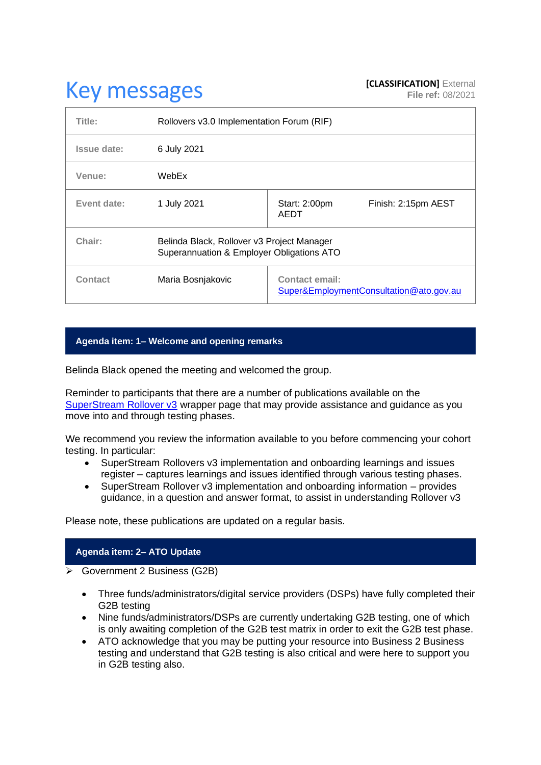# Key messages

**[CLASSIFICATION]** External
**File ref:** 08/2021

| | | | |
|---|---|---|---|
| **Title:** | Rollovers v3.0 Implementation Forum (RIF) | | |
| **Issue date:** | 6 July 2021 | | |
| **Venue:** | WebEx | | |
| **Event date:** | 1 July 2021 | Start: 2:00pm AEDT | Finish: 2:15pm AEST |
| **Chair:** | Belinda Black, Rollover v3 Project Manager Superannuation & Employer Obligations ATO | | |
| **Contact** | Maria Bosnjakovic | **Contact email:** [Super&EmploymentConsultation@ato.gov.au](mailto:Super&EmploymentConsultation@ato.gov.au) | |

## Agenda item: 1– Welcome and opening remarks

Belinda Black opened the meeting and welcomed the group.

Reminder to participants that there are a number of publications available on the [SuperStream Rollover v3]() wrapper page that may provide assistance and guidance as you move into and through testing phases.

We recommend you review the information available to you before commencing your cohort testing. In particular:

- SuperStream Rollovers v3 implementation and onboarding learnings and issues register – captures learnings and issues identified through various testing phases.
- SuperStream Rollover v3 implementation and onboarding information – provides guidance, in a question and answer format, to assist in understanding Rollover v3

Please note, these publications are updated on a regular basis.

## Agenda item: 2– ATO Update

- Government 2 Business (G2B)
  - Three funds/administrators/digital service providers (DSPs) have fully completed their G2B testing
  - Nine funds/administrators/DSPs are currently undertaking G2B testing, one of which is only awaiting completion of the G2B test matrix in order to exit the G2B test phase.
  - ATO acknowledge that you may be putting your resource into Business 2 Business testing and understand that G2B testing is also critical and were here to support you in G2B testing also.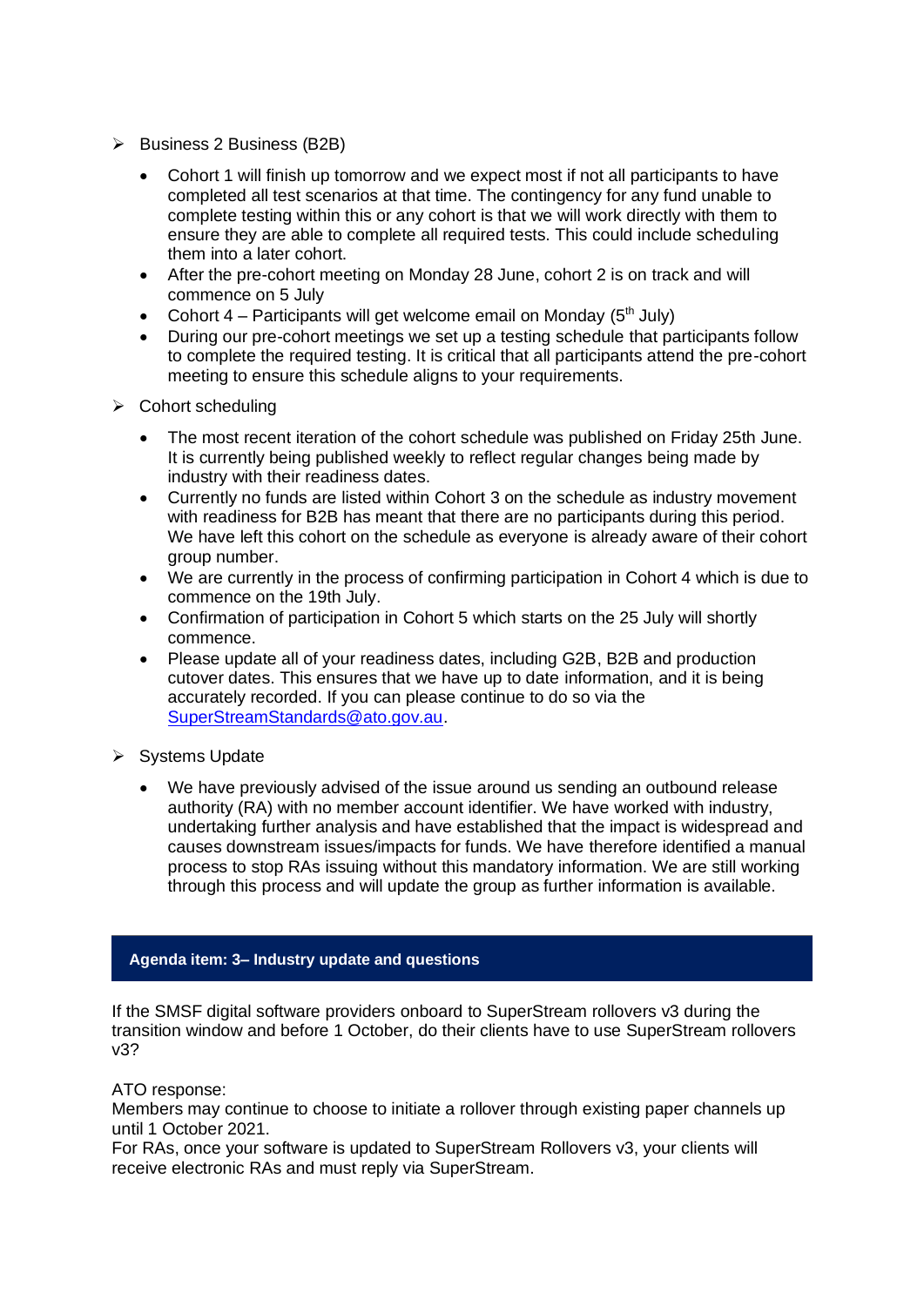- Business 2 Business (B2B)
  - Cohort 1 will finish up tomorrow and we expect most if not all participants to have completed all test scenarios at that time. The contingency for any fund unable to complete testing within this or any cohort is that we will work directly with them to ensure they are able to complete all required tests. This could include scheduling them into a later cohort.
  - After the pre-cohort meeting on Monday 28 June, cohort 2 is on track and will commence on 5 July
  - Cohort 4 – Participants will get welcome email on Monday (5th July)
  - During our pre-cohort meetings we set up a testing schedule that participants follow to complete the required testing. It is critical that all participants attend the pre-cohort meeting to ensure this schedule aligns to your requirements.
- Cohort scheduling
  - The most recent iteration of the cohort schedule was published on Friday 25th June. It is currently being published weekly to reflect regular changes being made by industry with their readiness dates.
  - Currently no funds are listed within Cohort 3 on the schedule as industry movement with readiness for B2B has meant that there are no participants during this period. We have left this cohort on the schedule as everyone is already aware of their cohort group number.
  - We are currently in the process of confirming participation in Cohort 4 which is due to commence on the 19th July.
  - Confirmation of participation in Cohort 5 which starts on the 25 July will shortly commence.
  - Please update all of your readiness dates, including G2B, B2B and production cutover dates. This ensures that we have up to date information, and it is being accurately recorded. If you can please continue to do so via the SuperStreamStandards@ato.gov.au.
- Systems Update
  - We have previously advised of the issue around us sending an outbound release authority (RA) with no member account identifier. We have worked with industry, undertaking further analysis and have established that the impact is widespread and causes downstream issues/impacts for funds. We have therefore identified a manual process to stop RAs issuing without this mandatory information. We are still working through this process and will update the group as further information is available.

## Agenda item: 3– Industry update and questions

If the SMSF digital software providers onboard to SuperStream rollovers v3 during the transition window and before 1 October, do their clients have to use SuperStream rollovers v3?

ATO response:
Members may continue to choose to initiate a rollover through existing paper channels up until 1 October 2021.
For RAs, once your software is updated to SuperStream Rollovers v3, your clients will receive electronic RAs and must reply via SuperStream.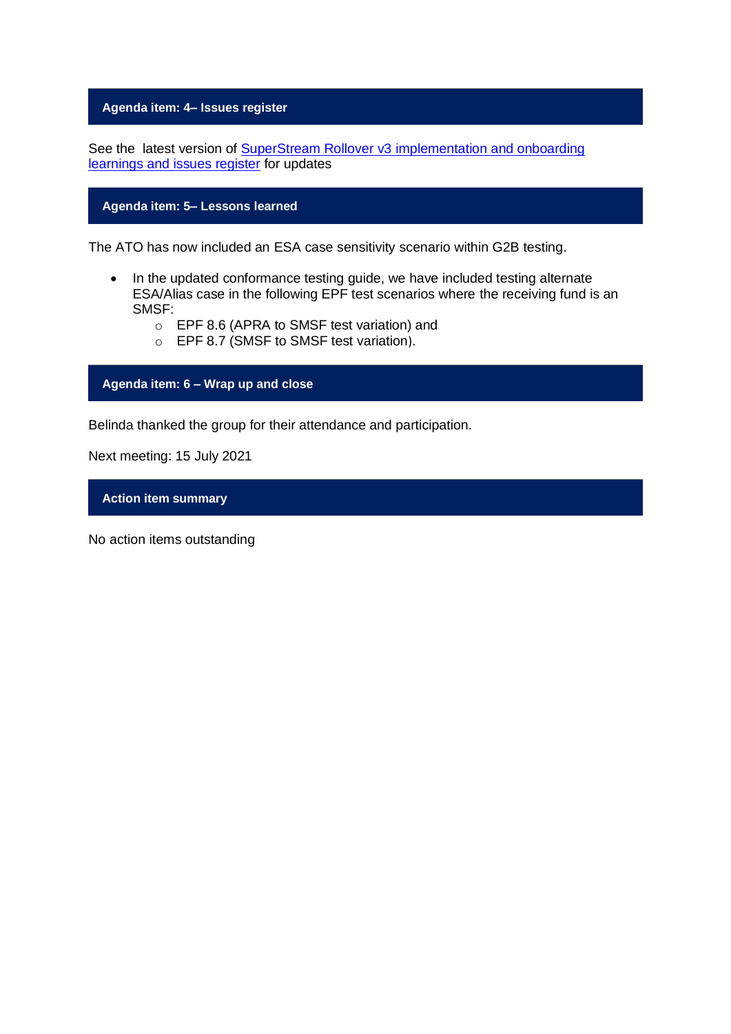## Agenda item: 4– Issues register

See the latest version of [SuperStream Rollover v3 implementation and onboarding learnings and issues register] for updates

## Agenda item: 5– Lessons learned

The ATO has now included an ESA case sensitivity scenario within G2B testing.

- In the updated conformance testing guide, we have included testing alternate ESA/Alias case in the following EPF test scenarios where the receiving fund is an SMSF:
  - EPF 8.6 (APRA to SMSF test variation) and
  - EPF 8.7 (SMSF to SMSF test variation).

## Agenda item: 6 – Wrap up and close

Belinda thanked the group for their attendance and participation.

Next meeting: 15 July 2021

## Action item summary

No action items outstanding